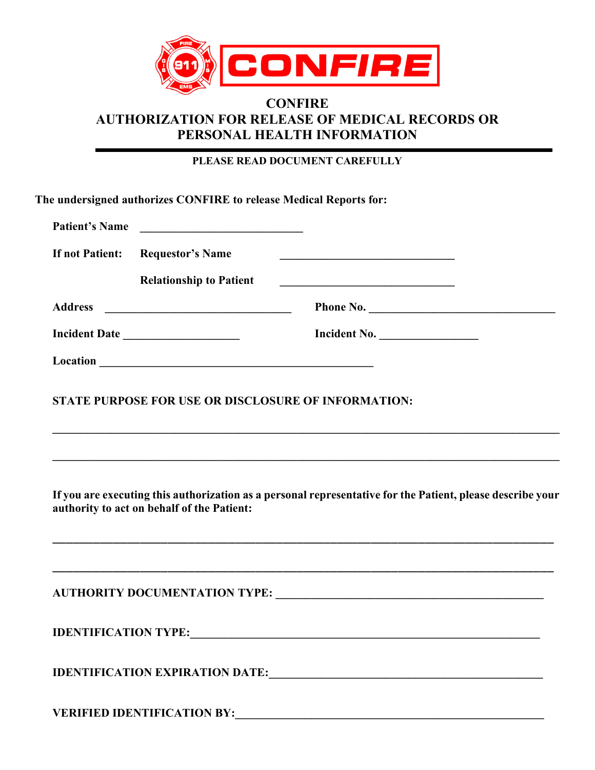# CONFIRE

## AUTHORIZATION FOR RELEASE OF MEDICAL RECORDS OR PERSONAL HEALTH INFORMATION

**PLEASE READ DOCUMENT CAREFULLY**

**The undersigned authorizes CONFIRE to release Medical Reports for:**

**Patient's Name** ____________________________

**If not Patient:** **Requestor's Name** ______________________________

**Relationship to Patient** ______________________________

**Address** ________________________________ **Phone No.** ________________________________

**Incident Date** ____________________ **Incident No.** ________________

**Location** ________________________________________________

**STATE PURPOSE FOR USE OR DISCLOSURE OF INFORMATION:**

________________________________________________________________________________

________________________________________________________________________________

**If you are executing this authorization as a personal representative for the Patient, please describe your authority to act on behalf of the Patient:**

________________________________________________________________________________

________________________________________________________________________________

**AUTHORITY DOCUMENTATION TYPE:** ______________________________________________

**IDENTIFICATION TYPE:**_______________________________________________________

**IDENTIFICATION EXPIRATION DATE:**____________________________________________

**VERIFIED IDENTIFICATION BY:**________________________________________________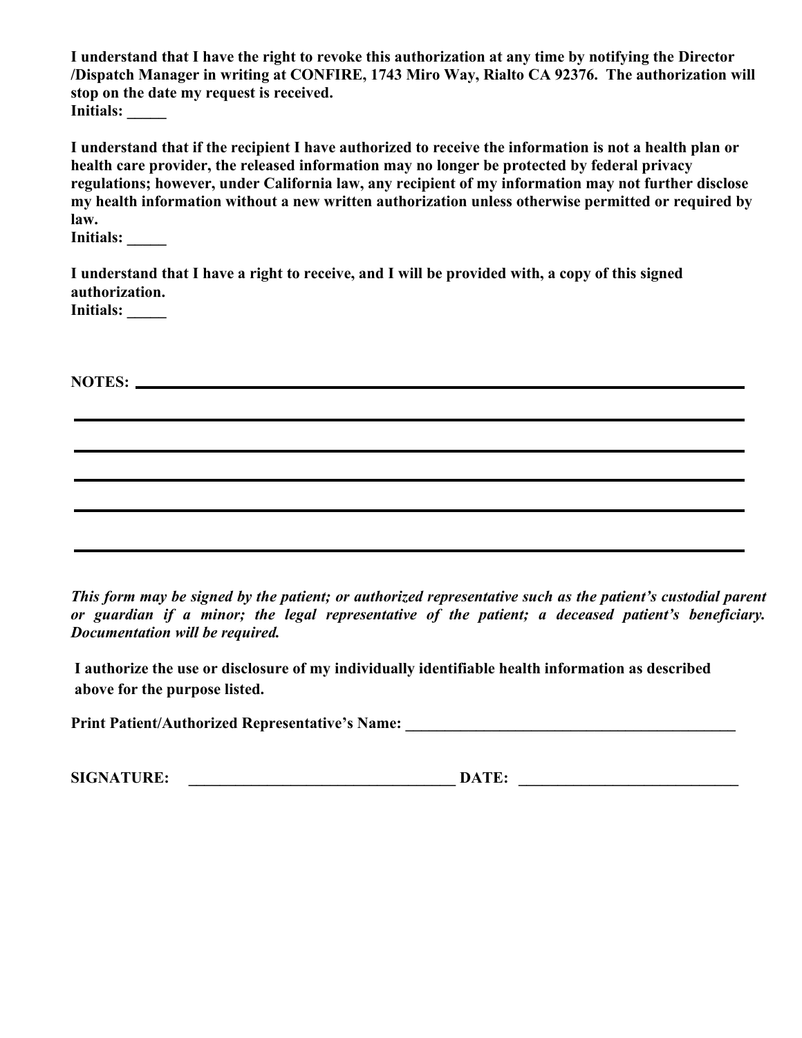**I understand that I have the right to revoke this authorization at any time by notifying the Director /Dispatch Manager in writing at CONFIRE, 1743 Miro Way, Rialto CA 92376. The authorization will stop on the date my request is received.**
**Initials: _____**

**I understand that if the recipient I have authorized to receive the information is not a health plan or health care provider, the released information may no longer be protected by federal privacy regulations; however, under California law, any recipient of my information may not further disclose my health information without a new written authorization unless otherwise permitted or required by law.**
**Initials: _____**

**I understand that I have a right to receive, and I will be provided with, a copy of this signed authorization.**
**Initials: _____**

**NOTES:** ______________________________________________________________________

______________________________________________________________________________

______________________________________________________________________________

______________________________________________________________________________

______________________________________________________________________________

______________________________________________________________________________

***This form may be signed by the patient; or authorized representative such as the patient's custodial parent or guardian if a minor; the legal representative of the patient; a deceased patient's beneficiary. Documentation will be required.***

**I authorize the use or disclosure of my individually identifiable health information as described above for the purpose listed.**

**Print Patient/Authorized Representative's Name:** ____________________________________________

**SIGNATURE:** __________________________________ **DATE:** ____________________________